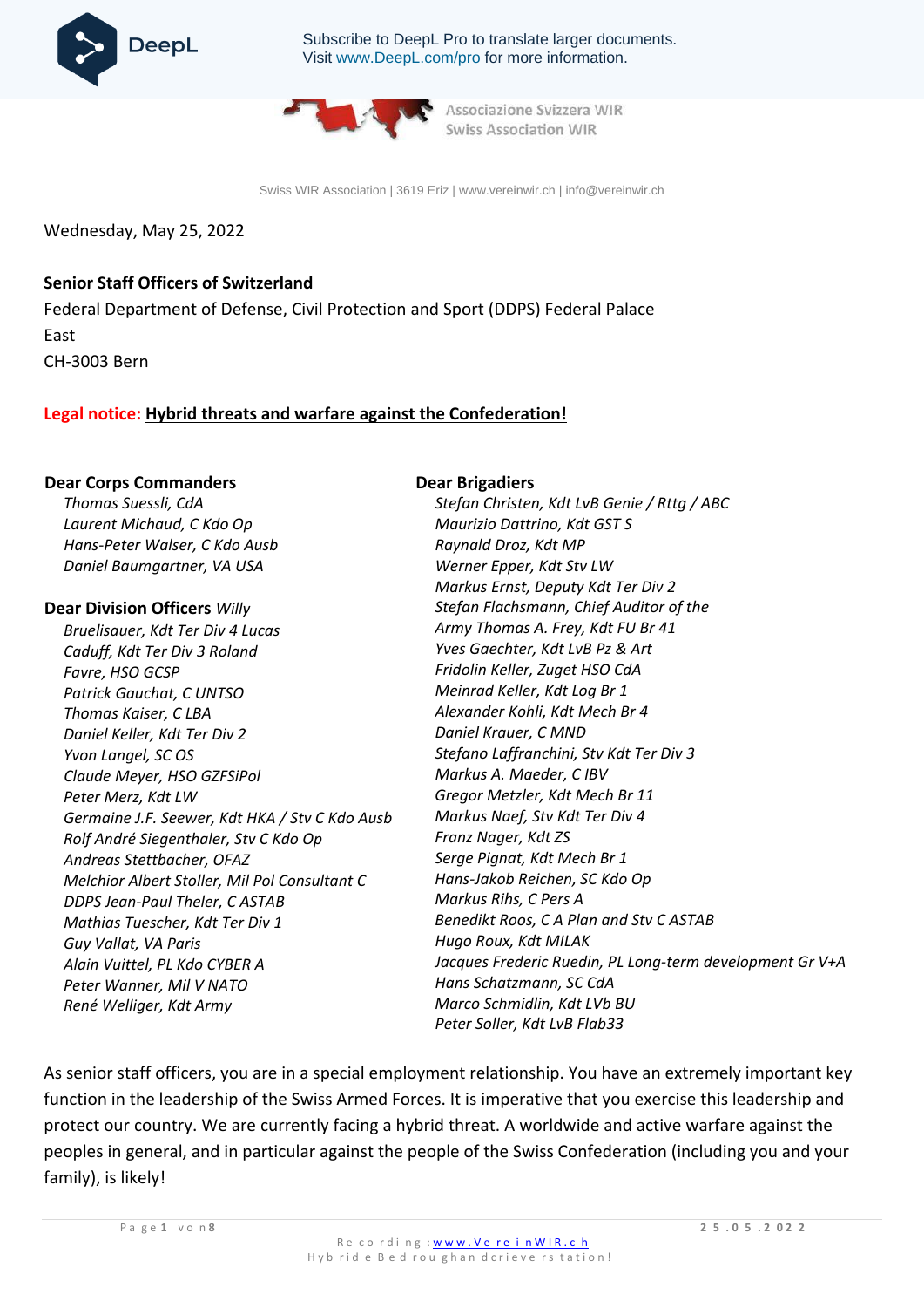Subscribe to DeepL Pro to translate larger documents.
Visit www.DeepL.com/pro for more information.

Associazione Svizzera WIR
Swiss Association WIR

Swiss WIR Association | 3619 Eriz | www.vereinwir.ch | info@vereinwir.ch

Wednesday, May 25, 2022

**Senior Staff Officers of Switzerland**
Federal Department of Defense, Civil Protection and Sport (DDPS) Federal Palace
East
CH-3003 Bern

**Legal notice: Hybrid threats and warfare against the Confederation!**

**Dear Corps Commanders**

*Thomas Suessli, CdA*
*Laurent Michaud, C Kdo Op*
*Hans-Peter Walser, C Kdo Ausb*
*Daniel Baumgartner, VA USA*

**Dear Division Officers** *Willy*

*Bruelisauer, Kdt Ter Div 4 Lucas*
*Caduff, Kdt Ter Div 3 Roland*
*Favre, HSO GCSP*
*Patrick Gauchat, C UNTSO*
*Thomas Kaiser, C LBA*
*Daniel Keller, Kdt Ter Div 2*
*Yvon Langel, SC OS*
*Claude Meyer, HSO GZFSiPol*
*Peter Merz, Kdt LW*
*Germaine J.F. Seewer, Kdt HKA / Stv C Kdo Ausb*
*Rolf André Siegenthaler, Stv C Kdo Op*
*Andreas Stettbacher, OFAZ*
*Melchior Albert Stoller, Mil Pol Consultant C DDPS Jean-Paul Theler, C ASTAB*
*Mathias Tuescher, Kdt Ter Div 1*
*Guy Vallat, VA Paris*
*Alain Vuittel, PL Kdo CYBER A*
*Peter Wanner, Mil V NATO*
*René Welliger, Kdt Army*

**Dear Brigadiers**

*Stefan Christen, Kdt LvB Genie / Rttg / ABC*
*Maurizio Dattrino, Kdt GST S*
*Raynald Droz, Kdt MP*
*Werner Epper, Kdt Stv LW*
*Markus Ernst, Deputy Kdt Ter Div 2*
*Stefan Flachsmann, Chief Auditor of the Army Thomas A. Frey, Kdt FU Br 41*
*Yves Gaechter, Kdt LvB Pz & Art*
*Fridolin Keller, Zuget HSO CdA*
*Meinrad Keller, Kdt Log Br 1*
*Alexander Kohli, Kdt Mech Br 4*
*Daniel Krauer, C MND*
*Stefano Laffranchini, Stv Kdt Ter Div 3*
*Markus A. Maeder, C IBV*
*Gregor Metzler, Kdt Mech Br 11*
*Markus Naef, Stv Kdt Ter Div 4*
*Franz Nager, Kdt ZS*
*Serge Pignat, Kdt Mech Br 1*
*Hans-Jakob Reichen, SC Kdo Op*
*Markus Rihs, C Pers A*
*Benedikt Roos, C A Plan and Stv C ASTAB*
*Hugo Roux, Kdt MILAK*
*Jacques Frederic Ruedin, PL Long-term development Gr V+A*
*Hans Schatzmann, SC CdA*
*Marco Schmidlin, Kdt LVb BU*
*Peter Soller, Kdt LvB Flab33*

As senior staff officers, you are in a special employment relationship. You have an extremely important key function in the leadership of the Swiss Armed Forces. It is imperative that you exercise this leadership and protect our country. We are currently facing a hybrid threat. A worldwide and active warfare against the peoples in general, and in particular against the people of the Swiss Confederation (including you and your family), is likely!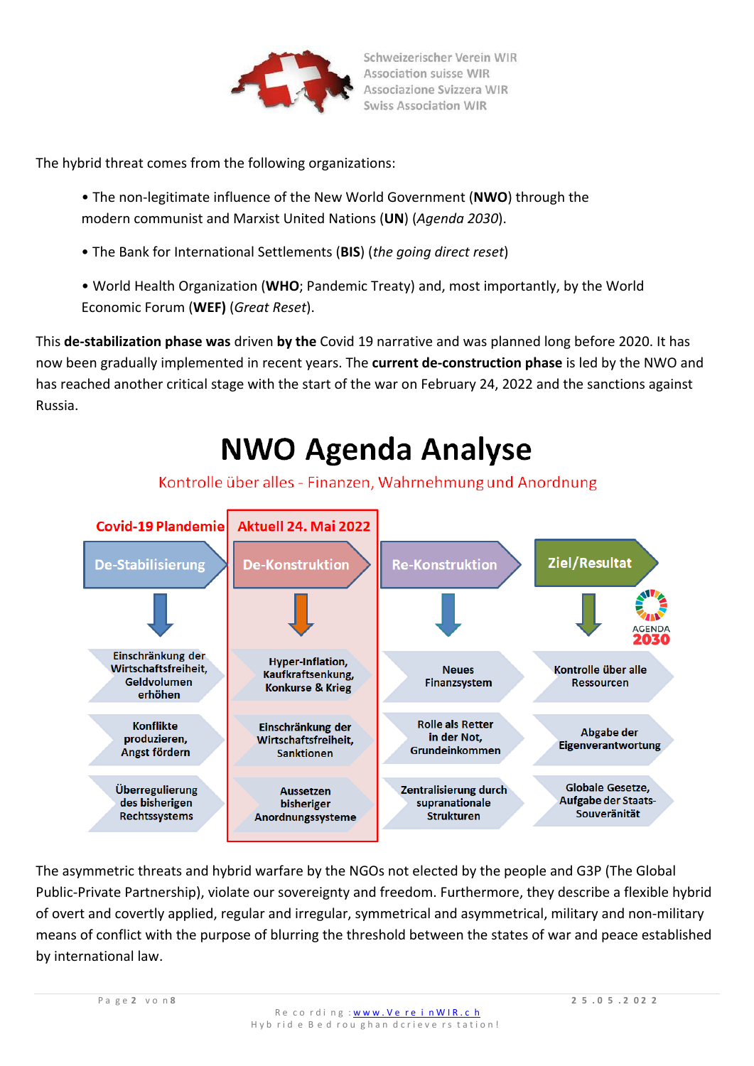Schweizerischer Verein WIR
Association suisse WIR
Associazione Svizzera WIR
Swiss Association WIR

The hybrid threat comes from the following organizations:

- The non-legitimate influence of the New World Government (**NWO**) through the modern communist and Marxist United Nations (**UN**) (*Agenda 2030*).
- The Bank for International Settlements (**BIS**) (*the going direct reset*)
- World Health Organization (**WHO**; Pandemic Treaty) and, most importantly, by the World Economic Forum (**WEF**) (*Great Reset*).

This **de-stabilization phase was** driven **by the** Covid 19 narrative and was planned long before 2020. It has now been gradually implemented in recent years. The **current de-construction phase** is led by the NWO and has reached another critical stage with the start of the war on February 24, 2022 and the sanctions against Russia.

# NWO Agenda Analyse

Kontrolle über alles - Finanzen, Wahrnehmung und Anordnung

| Covid-19 Plandemie | Aktuell 24. Mai 2022 | | |
|---|---|---|---|
| **De-Stabilisierung** | **De-Konstruktion** | **Re-Konstruktion** | **Ziel/Resultat** (AGENDA 2030) |
| Einschränkung der Wirtschaftsfreiheit, Geldvolumen erhöhen | Hyper-Inflation, Kaufkraftsenkung, Konkurse & Krieg | Neues Finanzsystem | Kontrolle über alle Ressourcen |
| Konflikte produzieren, Angst fördern | Einschränkung der Wirtschaftsfreiheit, Sanktionen | Rolle als Retter in der Not, Grundeinkommen | Abgabe der Eigenverantwortung |
| Überregulierung des bisherigen Rechtssystems | Aussetzen bisheriger Anordnungssysteme | Zentralisierung durch supranationale Strukturen | Globale Gesetze, Aufgabe der Staats-Souveränität |

The asymmetric threats and hybrid warfare by the NGOs not elected by the people and G3P (The Global Public-Private Partnership), violate our sovereignty and freedom. Furthermore, they describe a flexible hybrid of overt and covertly applied, regular and irregular, symmetrical and asymmetrical, military and non-military means of conflict with the purpose of blurring the threshold between the states of war and peace established by international law.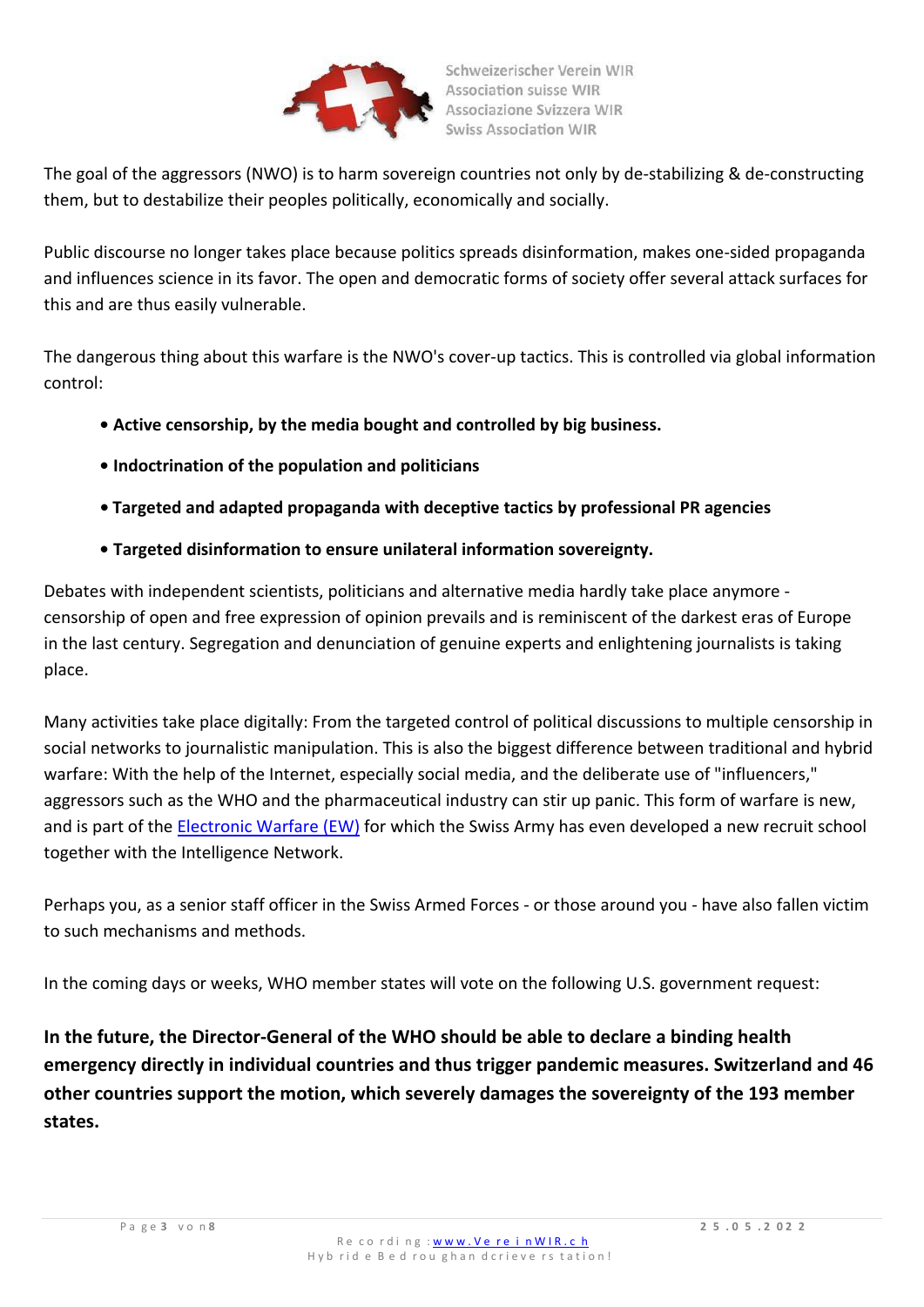The goal of the aggressors (NWO) is to harm sovereign countries not only by de-stabilizing & de-constructing them, but to destabilize their peoples politically, economically and socially.

Public discourse no longer takes place because politics spreads disinformation, makes one-sided propaganda and influences science in its favor. The open and democratic forms of society offer several attack surfaces for this and are thus easily vulnerable.

The dangerous thing about this warfare is the NWO's cover-up tactics. This is controlled via global information control:

- **Active censorship, by the media bought and controlled by big business.**
- **Indoctrination of the population and politicians**
- **Targeted and adapted propaganda with deceptive tactics by professional PR agencies**
- **Targeted disinformation to ensure unilateral information sovereignty.**

Debates with independent scientists, politicians and alternative media hardly take place anymore - censorship of open and free expression of opinion prevails and is reminiscent of the darkest eras of Europe in the last century. Segregation and denunciation of genuine experts and enlightening journalists is taking place.

Many activities take place digitally: From the targeted control of political discussions to multiple censorship in social networks to journalistic manipulation. This is also the biggest difference between traditional and hybrid warfare: With the help of the Internet, especially social media, and the deliberate use of "influencers," aggressors such as the WHO and the pharmaceutical industry can stir up panic. This form of warfare is new, and is part of the Electronic Warfare (EW) for which the Swiss Army has even developed a new recruit school together with the Intelligence Network.

Perhaps you, as a senior staff officer in the Swiss Armed Forces - or those around you - have also fallen victim to such mechanisms and methods.

In the coming days or weeks, WHO member states will vote on the following U.S. government request:

**In the future, the Director-General of the WHO should be able to declare a binding health emergency directly in individual countries and thus trigger pandemic measures. Switzerland and 46 other countries support the motion, which severely damages the sovereignty of the 193 member states.**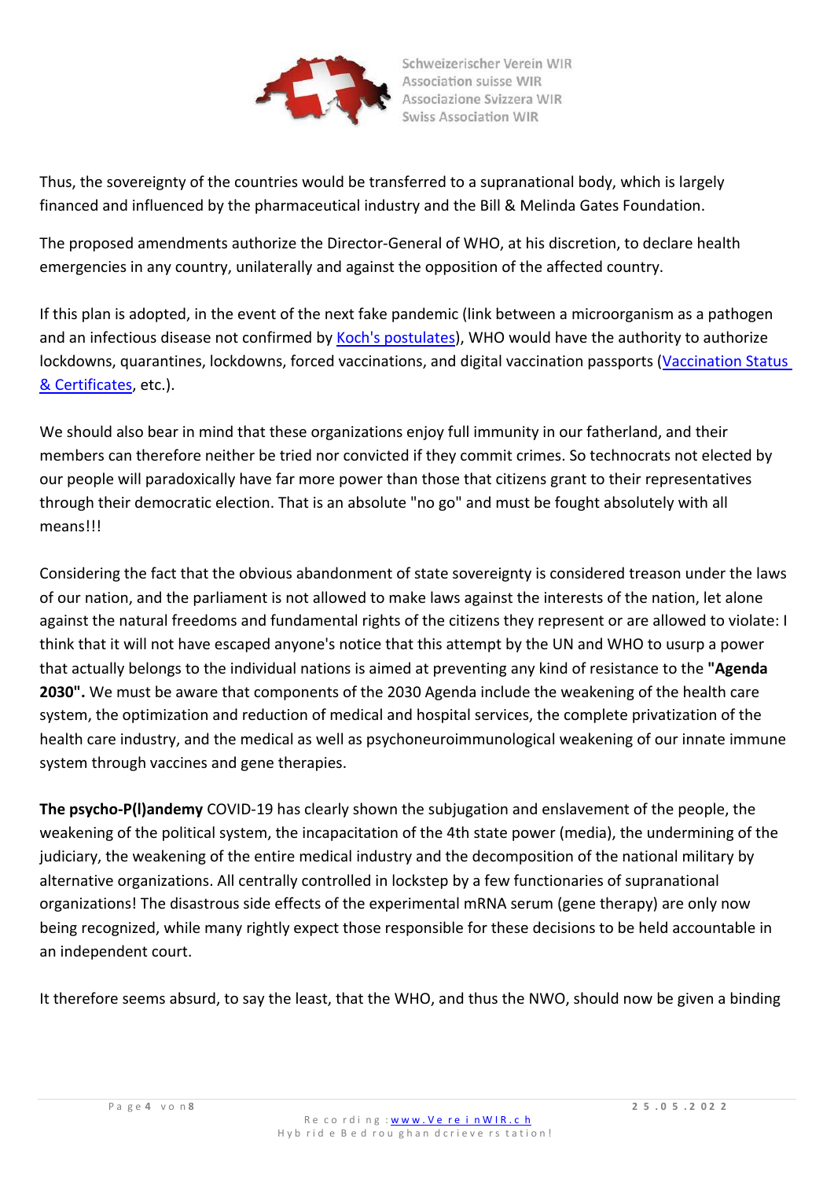Thus, the sovereignty of the countries would be transferred to a supranational body, which is largely financed and influenced by the pharmaceutical industry and the Bill & Melinda Gates Foundation.

The proposed amendments authorize the Director-General of WHO, at his discretion, to declare health emergencies in any country, unilaterally and against the opposition of the affected country.

If this plan is adopted, in the event of the next fake pandemic (link between a microorganism as a pathogen and an infectious disease not confirmed by Koch's postulates), WHO would have the authority to authorize lockdowns, quarantines, lockdowns, forced vaccinations, and digital vaccination passports (Vaccination Status & Certificates, etc.).

We should also bear in mind that these organizations enjoy full immunity in our fatherland, and their members can therefore neither be tried nor convicted if they commit crimes. So technocrats not elected by our people will paradoxically have far more power than those that citizens grant to their representatives through their democratic election. That is an absolute "no go" and must be fought absolutely with all means!!!

Considering the fact that the obvious abandonment of state sovereignty is considered treason under the laws of our nation, and the parliament is not allowed to make laws against the interests of the nation, let alone against the natural freedoms and fundamental rights of the citizens they represent or are allowed to violate: I think that it will not have escaped anyone's notice that this attempt by the UN and WHO to usurp a power that actually belongs to the individual nations is aimed at preventing any kind of resistance to the **"Agenda 2030".** We must be aware that components of the 2030 Agenda include the weakening of the health care system, the optimization and reduction of medical and hospital services, the complete privatization of the health care industry, and the medical as well as psychoneuroimmunological weakening of our innate immune system through vaccines and gene therapies.

**The psycho-P(l)andemy** COVID-19 has clearly shown the subjugation and enslavement of the people, the weakening of the political system, the incapacitation of the 4th state power (media), the undermining of the judiciary, the weakening of the entire medical industry and the decomposition of the national military by alternative organizations. All centrally controlled in lockstep by a few functionaries of supranational organizations! The disastrous side effects of the experimental mRNA serum (gene therapy) are only now being recognized, while many rightly expect those responsible for these decisions to be held accountable in an independent court.

It therefore seems absurd, to say the least, that the WHO, and thus the NWO, should now be given a binding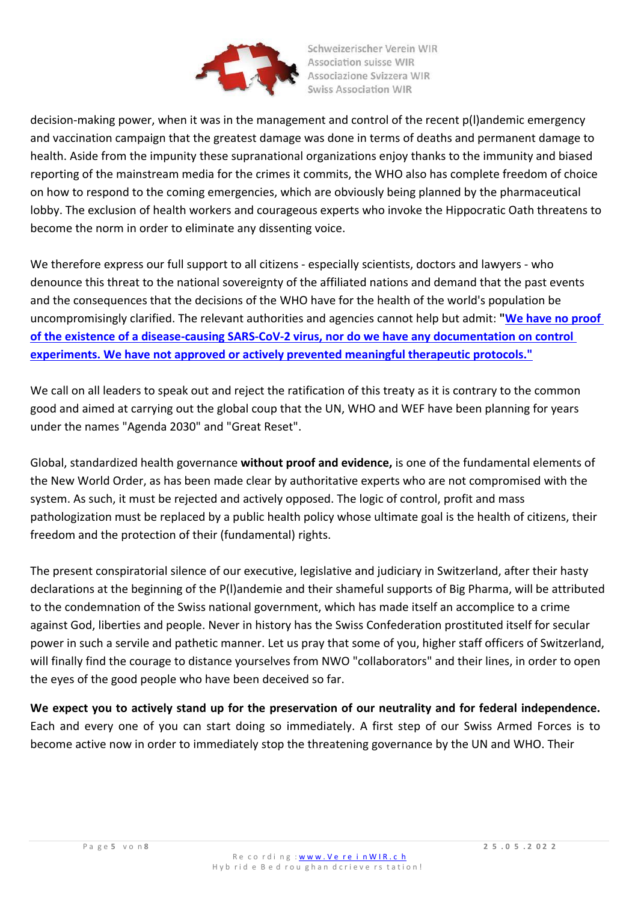decision-making power, when it was in the management and control of the recent p(l)andemic emergency and vaccination campaign that the greatest damage was done in terms of deaths and permanent damage to health. Aside from the impunity these supranational organizations enjoy thanks to the immunity and biased reporting of the mainstream media for the crimes it commits, the WHO also has complete freedom of choice on how to respond to the coming emergencies, which are obviously being planned by the pharmaceutical lobby. The exclusion of health workers and courageous experts who invoke the Hippocratic Oath threatens to become the norm in order to eliminate any dissenting voice.

We therefore express our full support to all citizens - especially scientists, doctors and lawyers - who denounce this threat to the national sovereignty of the affiliated nations and demand that the past events and the consequences that the decisions of the WHO have for the health of the world's population be uncompromisingly clarified. The relevant authorities and agencies cannot help but admit: **"We have no proof of the existence of a disease-causing SARS-CoV-2 virus, nor do we have any documentation on control experiments. We have not approved or actively prevented meaningful therapeutic protocols."**

We call on all leaders to speak out and reject the ratification of this treaty as it is contrary to the common good and aimed at carrying out the global coup that the UN, WHO and WEF have been planning for years under the names "Agenda 2030" and "Great Reset".

Global, standardized health governance **without proof and evidence,** is one of the fundamental elements of the New World Order, as has been made clear by authoritative experts who are not compromised with the system. As such, it must be rejected and actively opposed. The logic of control, profit and mass pathologization must be replaced by a public health policy whose ultimate goal is the health of citizens, their freedom and the protection of their (fundamental) rights.

The present conspiratorial silence of our executive, legislative and judiciary in Switzerland, after their hasty declarations at the beginning of the P(l)andemie and their shameful supports of Big Pharma, will be attributed to the condemnation of the Swiss national government, which has made itself an accomplice to a crime against God, liberties and people. Never in history has the Swiss Confederation prostituted itself for secular power in such a servile and pathetic manner. Let us pray that some of you, higher staff officers of Switzerland, will finally find the courage to distance yourselves from NWO "collaborators" and their lines, in order to open the eyes of the good people who have been deceived so far.

**We expect you to actively stand up for the preservation of our neutrality and for federal independence.** Each and every one of you can start doing so immediately. A first step of our Swiss Armed Forces is to become active now in order to immediately stop the threatening governance by the UN and WHO. Their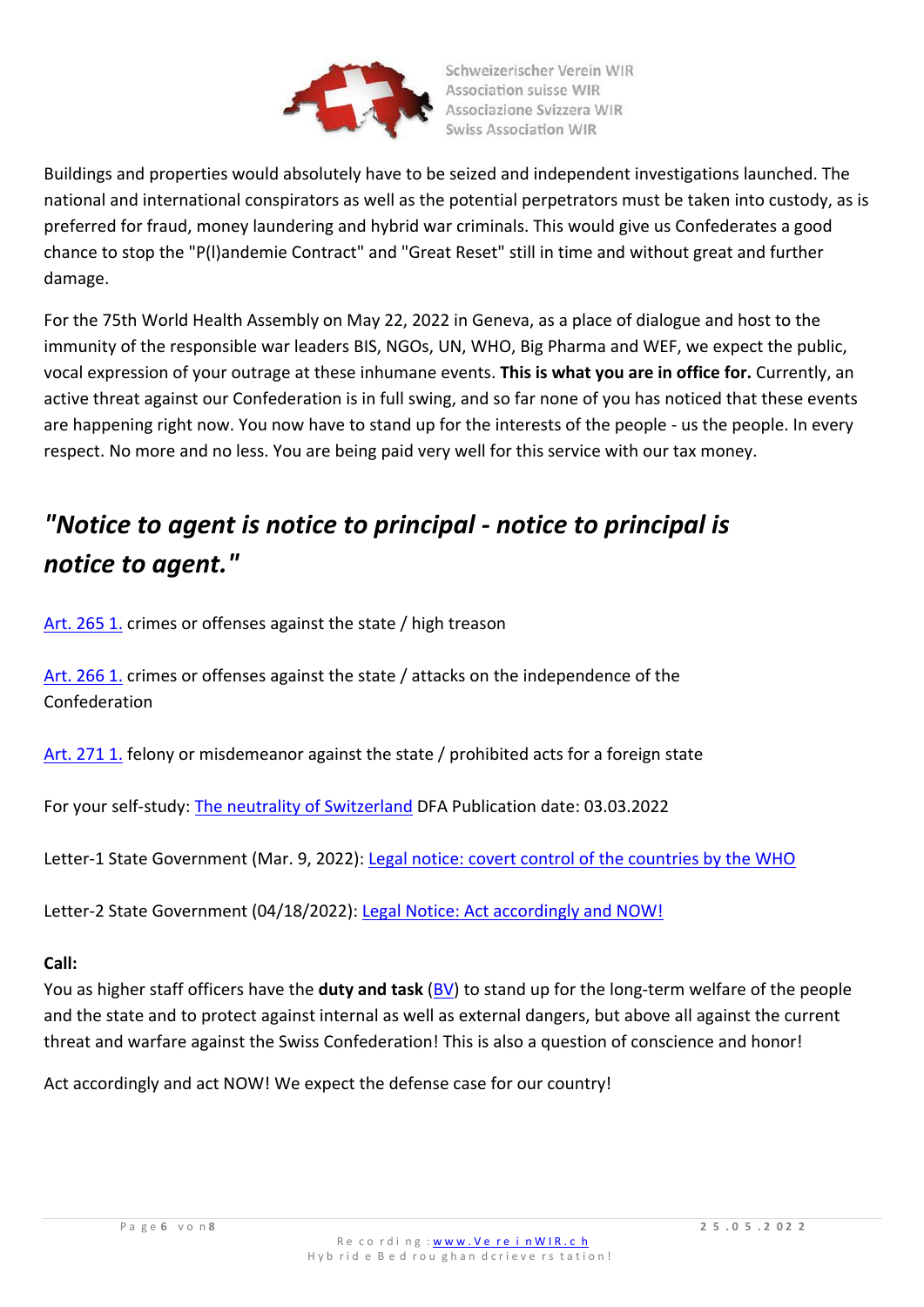Buildings and properties would absolutely have to be seized and independent investigations launched. The national and international conspirators as well as the potential perpetrators must be taken into custody, as is preferred for fraud, money laundering and hybrid war criminals. This would give us Confederates a good chance to stop the "P(l)andemie Contract" and "Great Reset" still in time and without great and further damage.

For the 75th World Health Assembly on May 22, 2022 in Geneva, as a place of dialogue and host to the immunity of the responsible war leaders BIS, NGOs, UN, WHO, Big Pharma and WEF, we expect the public, vocal expression of your outrage at these inhumane events. **This is what you are in office for.** Currently, an active threat against our Confederation is in full swing, and so far none of you has noticed that these events are happening right now. You now have to stand up for the interests of the people - us the people. In every respect. No more and no less. You are being paid very well for this service with our tax money.

## *"Notice to agent is notice to principal - notice to principal is notice to agent."*

Art. 265 1. crimes or offenses against the state / high treason

Art. 266 1. crimes or offenses against the state / attacks on the independence of the Confederation

Art. 271 1. felony or misdemeanor against the state / prohibited acts for a foreign state

For your self-study: The neutrality of Switzerland DFA Publication date: 03.03.2022

Letter-1 State Government (Mar. 9, 2022): Legal notice: covert control of the countries by the WHO

Letter-2 State Government (04/18/2022): Legal Notice: Act accordingly and NOW!

**Call:**
You as higher staff officers have the **duty and task** (BV) to stand up for the long-term welfare of the people and the state and to protect against internal as well as external dangers, but above all against the current threat and warfare against the Swiss Confederation! This is also a question of conscience and honor!

Act accordingly and act NOW! We expect the defense case for our country!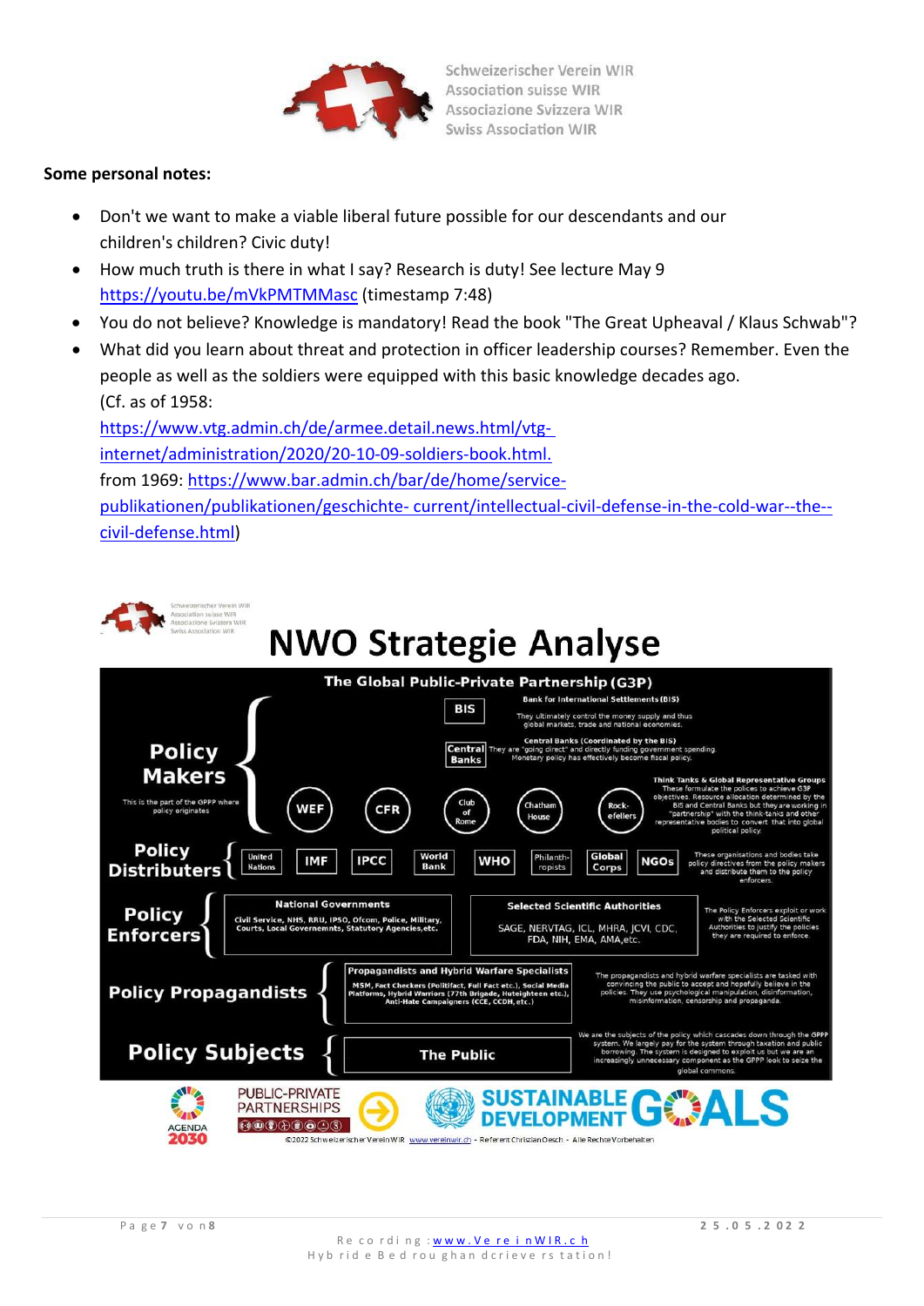**Some personal notes:**

- Don't we want to make a viable liberal future possible for our descendants and our children's children? Civic duty!
- How much truth is there in what I say? Research is duty! See lecture May 9 [https://youtu.be/mVkPMTMMasc](https://youtu.be/mVkPMTMMasc) (timestamp 7:48)
- You do not believe? Knowledge is mandatory! Read the book "The Great Upheaval / Klaus Schwab"?
- What did you learn about threat and protection in officer leadership courses? Remember. Even the people as well as the soldiers were equipped with this basic knowledge decades ago. (Cf. as of 1958: [https://www.vtg.admin.ch/de/armee.detail.news.html/vtg-internet/administration/2020/20-10-09-soldiers-book.html.](https://www.vtg.admin.ch/de/armee.detail.news.html/vtg-internet/administration/2020/20-10-09-soldiers-book.html) from 1969: [https://www.bar.admin.ch/bar/de/home/service-publikationen/publikationen/geschichte- current/intellectual-civil-defense-in-the-cold-war--the--civil-defense.html](https://www.bar.admin.ch/bar/de/home/service-publikationen/publikationen/geschichte-current/intellectual-civil-defense-in-the-cold-war--the--civil-defense.html))

# NWO Strategie Analyse

**The Global Public-Private Partnership (G3P)**

| Level | Actors | Description |
|---|---|---|
| **Policy Makers** (This is the part of the GPPP where policy originates) | BIS (Bank for International Settlements (BIS)) | They ultimately control the money supply and thus global markets, trade and national economies. |
| | Central Banks (Central Banks (Coordinated by the BIS)) | They are "going direct" and directly funding government spending. Monetary policy has effectively become fiscal policy. |
| | WEF, CFR, Club of Rome, Chatham House, Rockefellers (Think Tanks & Global Representative Groups) | These formulate the polices to achieve G3P objectives. Resource allocation determined by the BIS and Central Banks but they are working in "partnership" with the think-tanks and other representative bodies to convert that into global political policy. |
| **Policy Distributers** | United Nations, IMF, IPCC, World Bank, WHO, Philanthropists, Global Corps, NGOs | These organisations and bodies take policy directives from the policy makers and distribute them to the policy enforcers. |
| **Policy Enforcers** | National Governments: Civil Service, NHS, RRU, IPSO, Ofcom, Police, Military, Courts, Local Governemnts, Statutory Agencies, etc. / Selected Scientific Authorities: SAGE, NERVTAG, ICL, MHRA, JCVI, CDC, FDA, NIH, EMA, AMA, etc. | The Policy Enforcers exploit or work with the Selected Scientific Authorities to justify the policies they are required to enforce. |
| **Policy Propagandists** | Propagandists and Hybrid Warfare Specialists: MSM, Fact Checkers (Politifact, Full Fact etc.), Social Media Platforms, Hybrid Warriors (77th Brigade, Huteighteen etc.), Anti-Hate Campaigners (CCE, CCDH, etc.) | The propagandists and hybrid warfare specialists are tasked with convincing the public to accept and hopefully believe in the policies. They use psychological manipulation, disinformation, misinformation, censorship and propaganda. |
| **Policy Subjects** | The Public | We are the subjects of the policy which cascades down through the GPPP system. We largely pay for the system through taxation and public borrowing. The system is designed to exploit us but we are an increasingly unnecessary component as the GPPP look to seize the global commons. |

AGENDA 2030 — PUBLIC-PRIVATE PARTNERSHIPS — SUSTAINABLE DEVELOPMENT GOALS

©2022 Schweizerischer Verein WIR www.vereinwir.ch - Referent Christian Oesch - Alle Rechte Vorbehalten

Recording: [www.VereinWIR.ch](http://www.VereinWIR.ch)
Hybride Bedrohungen drieverstation!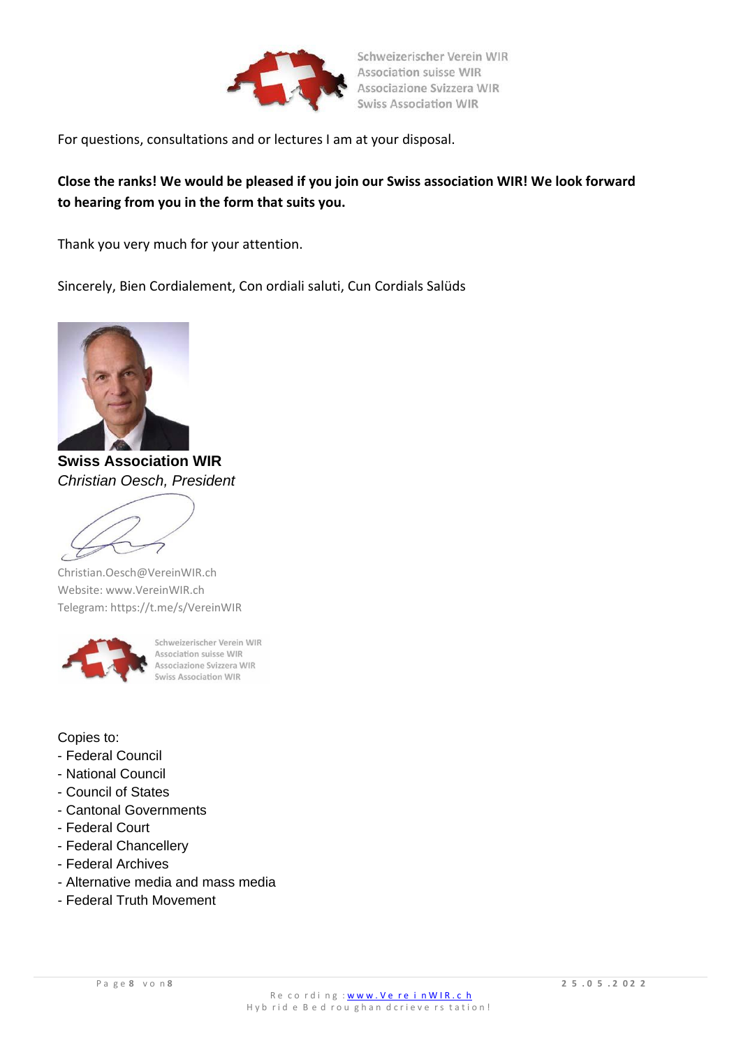For questions, consultations and or lectures I am at your disposal.

**Close the ranks! We would be pleased if you join our Swiss association WIR! We look forward to hearing from you in the form that suits you.**

Thank you very much for your attention.

Sincerely, Bien Cordialement, Con ordiali saluti, Cun Cordials Salüds

**Swiss Association WIR**
*Christian Oesch, President*

Christian.Oesch@VereinWIR.ch
Website: www.VereinWIR.ch
Telegram: https://t.me/s/VereinWIR

Schweizerischer Verein WIR
Association suisse WIR
Associazione Svizzera WIR
Swiss Association WIR

Copies to:
- Federal Council
- National Council
- Council of States
- Cantonal Governments
- Federal Court
- Federal Chancellery
- Federal Archives
- Alternative media and mass media
- Federal Truth Movement

Recording: www.VereinWIR.ch
Hybride Bedroughandcrieverstation!